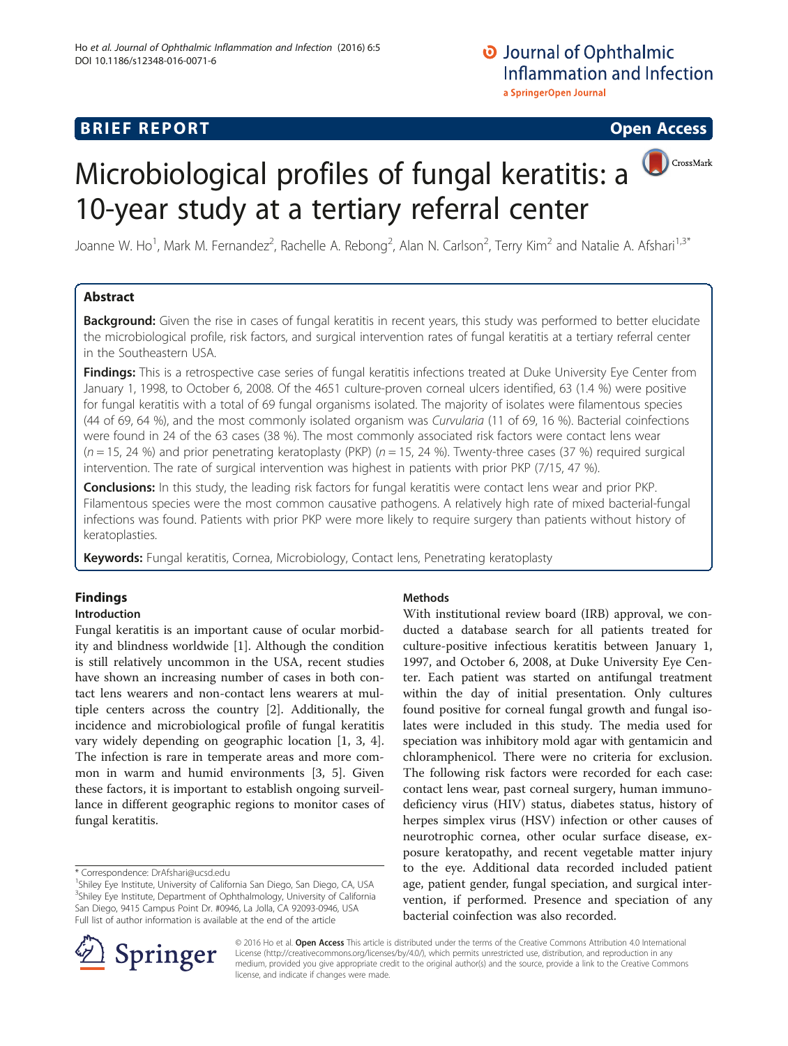**BRIEF REPORT** **Open Access**

# Microbiological profiles of fungal keratitis: a 10-year study at a tertiary referral center

Joanne W. Ho[1], Mark M. Fernandez[2], Rachelle A. Rebong[2], Alan N. Carlson[2], Terry Kim[2] and Natalie A. Afshari[1,3*]

## Abstract

**Background:** Given the rise in cases of fungal keratitis in recent years, this study was performed to better elucidate the microbiological profile, risk factors, and surgical intervention rates of fungal keratitis at a tertiary referral center in the Southeastern USA.

**Findings:** This is a retrospective case series of fungal keratitis infections treated at Duke University Eye Center from January 1, 1998, to October 6, 2008. Of the 4651 culture-proven corneal ulcers identified, 63 (1.4 %) were positive for fungal keratitis with a total of 69 fungal organisms isolated. The majority of isolates were filamentous species (44 of 69, 64 %), and the most commonly isolated organism was *Curvularia* (11 of 69, 16 %). Bacterial coinfections were found in 24 of the 63 cases (38 %). The most commonly associated risk factors were contact lens wear ($n = 15$, 24 %) and prior penetrating keratoplasty (PKP) ($n = 15$, 24 %). Twenty-three cases (37 %) required surgical intervention. The rate of surgical intervention was highest in patients with prior PKP (7/15, 47 %).

**Conclusions:** In this study, the leading risk factors for fungal keratitis were contact lens wear and prior PKP. Filamentous species were the most common causative pathogens. A relatively high rate of mixed bacterial-fungal infections was found. Patients with prior PKP were more likely to require surgery than patients without history of keratoplasties.

**Keywords:** Fungal keratitis, Cornea, Microbiology, Contact lens, Penetrating keratoplasty

## Findings

### Introduction

Fungal keratitis is an important cause of ocular morbidity and blindness worldwide [1]. Although the condition is still relatively uncommon in the USA, recent studies have shown an increasing number of cases in both contact lens wearers and non-contact lens wearers at multiple centers across the country [2]. Additionally, the incidence and microbiological profile of fungal keratitis vary widely depending on geographic location [1, 3, 4]. The infection is rare in temperate areas and more common in warm and humid environments [3, 5]. Given these factors, it is important to establish ongoing surveillance in different geographic regions to monitor cases of fungal keratitis.

### Methods

With institutional review board (IRB) approval, we conducted a database search for all patients treated for culture-positive infectious keratitis between January 1, 1997, and October 6, 2008, at Duke University Eye Center. Each patient was started on antifungal treatment within the day of initial presentation. Only cultures found positive for corneal fungal growth and fungal isolates were included in this study. The media used for speciation was inhibitory mold agar with gentamicin and chloramphenicol. There were no criteria for exclusion. The following risk factors were recorded for each case: contact lens wear, past corneal surgery, human immunodeficiency virus (HIV) status, diabetes status, history of herpes simplex virus (HSV) infection or other causes of neurotrophic cornea, other ocular surface disease, exposure keratopathy, and recent vegetable matter injury to the eye. Additional data recorded included patient age, patient gender, fungal speciation, and surgical intervention, if performed. Presence and speciation of any bacterial coinfection was also recorded.

\* Correspondence: DrAfshari@ucsd.edu
[1]Shiley Eye Institute, University of California San Diego, San Diego, CA, USA
[3]Shiley Eye Institute, Department of Ophthalmology, University of California San Diego, 9415 Campus Point Dr. #0946, La Jolla, CA 92093-0946, USA
Full list of author information is available at the end of the article

© 2016 Ho et al. **Open Access** This article is distributed under the terms of the Creative Commons Attribution 4.0 International License (http://creativecommons.org/licenses/by/4.0/), which permits unrestricted use, distribution, and reproduction in any medium, provided you give appropriate credit to the original author(s) and the source, provide a link to the Creative Commons license, and indicate if changes were made.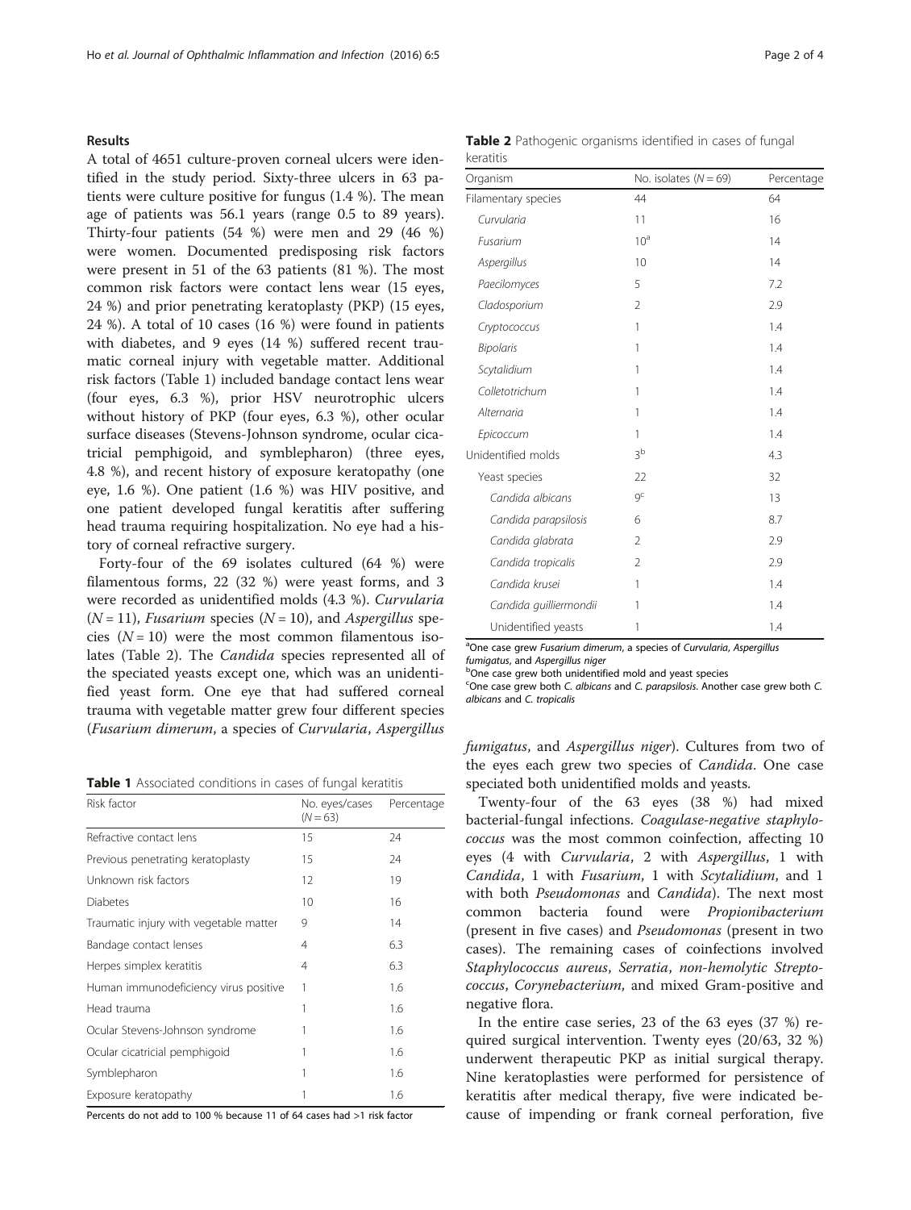## Results

A total of 4651 culture-proven corneal ulcers were identified in the study period. Sixty-three ulcers in 63 patients were culture positive for fungus (1.4 %). The mean age of patients was 56.1 years (range 0.5 to 89 years). Thirty-four patients (54 %) were men and 29 (46 %) were women. Documented predisposing risk factors were present in 51 of the 63 patients (81 %). The most common risk factors were contact lens wear (15 eyes, 24 %) and prior penetrating keratoplasty (PKP) (15 eyes, 24 %). A total of 10 cases (16 %) were found in patients with diabetes, and 9 eyes (14 %) suffered recent traumatic corneal injury with vegetable matter. Additional risk factors (Table 1) included bandage contact lens wear (four eyes, 6.3 %), prior HSV neurotrophic ulcers without history of PKP (four eyes, 6.3 %), other ocular surface diseases (Stevens-Johnson syndrome, ocular cicatricial pemphigoid, and symblepharon) (three eyes, 4.8 %), and recent history of exposure keratopathy (one eye, 1.6 %). One patient (1.6 %) was HIV positive, and one patient developed fungal keratitis after suffering head trauma requiring hospitalization. No eye had a history of corneal refractive surgery.

Forty-four of the 69 isolates cultured (64 %) were filamentous forms, 22 (32 %) were yeast forms, and 3 were recorded as unidentified molds (4.3 %). *Curvularia* ($N = 11$), *Fusarium* species ($N = 10$), and *Aspergillus* species ($N = 10$) were the most common filamentous isolates (Table 2). The *Candida* species represented all of the speciated yeasts except one, which was an unidentified yeast form. One eye that had suffered corneal trauma with vegetable matter grew four different species (*Fusarium dimerum*, a species of *Curvularia*, *Aspergillus fumigatus*, and *Aspergillus niger*). Cultures from two of the eyes each grew two species of *Candida*. One case speciated both unidentified molds and yeasts.

**Table 1** Associated conditions in cases of fungal keratitis

| Risk factor | No. eyes/cases ($N = 63$) | Percentage |
|---|---|---|
| Refractive contact lens | 15 | 24 |
| Previous penetrating keratoplasty | 15 | 24 |
| Unknown risk factors | 12 | 19 |
| Diabetes | 10 | 16 |
| Traumatic injury with vegetable matter | 9 | 14 |
| Bandage contact lenses | 4 | 6.3 |
| Herpes simplex keratitis | 4 | 6.3 |
| Human immunodeficiency virus positive | 1 | 1.6 |
| Head trauma | 1 | 1.6 |
| Ocular Stevens-Johnson syndrome | 1 | 1.6 |
| Ocular cicatricial pemphigoid | 1 | 1.6 |
| Symblepharon | 1 | 1.6 |
| Exposure keratopathy | 1 | 1.6 |

Percents do not add to 100 % because 11 of 64 cases had >1 risk factor

**Table 2** Pathogenic organisms identified in cases of fungal keratitis

| Organism | No. isolates ($N = 69$) | Percentage |
|---|---|---|
| Filamentary species | 44 | 64 |
| *Curvularia* | 11 | 16 |
| *Fusarium* | 10[a] | 14 |
| *Aspergillus* | 10 | 14 |
| *Paecilomyces* | 5 | 7.2 |
| *Cladosporium* | 2 | 2.9 |
| *Cryptococcus* | 1 | 1.4 |
| *Bipolaris* | 1 | 1.4 |
| *Scytalidium* | 1 | 1.4 |
| *Colletotrichum* | 1 | 1.4 |
| *Alternaria* | 1 | 1.4 |
| *Epicoccum* | 1 | 1.4 |
| Unidentified molds | 3[b] | 4.3 |
| Yeast species | 22 | 32 |
| *Candida albicans* | 9[c] | 13 |
| *Candida parapsilosis* | 6 | 8.7 |
| *Candida glabrata* | 2 | 2.9 |
| *Candida tropicalis* | 2 | 2.9 |
| *Candida krusei* | 1 | 1.4 |
| *Candida guilliermondii* | 1 | 1.4 |
| Unidentified yeasts | 1 | 1.4 |

[a]One case grew *Fusarium dimerum*, a species of *Curvularia*, *Aspergillus fumigatus*, and *Aspergillus niger*
[b]One case grew both unidentified mold and yeast species
[c]One case grew both *C. albicans* and *C. parapsilosis*. Another case grew both *C. albicans* and *C. tropicalis*

Twenty-four of the 63 eyes (38 %) had mixed bacterial-fungal infections. *Coagulase-negative staphylococcus* was the most common coinfection, affecting 10 eyes (4 with *Curvularia*, 2 with *Aspergillus*, 1 with *Candida*, 1 with *Fusarium*, 1 with *Scytalidium*, and 1 with both *Pseudomonas* and *Candida*). The next most common bacteria found were *Propionibacterium* (present in five cases) and *Pseudomonas* (present in two cases). The remaining cases of coinfections involved *Staphylococcus aureus*, *Serratia*, *non-hemolytic Streptococcus*, *Corynebacterium*, and mixed Gram-positive and negative flora.

In the entire case series, 23 of the 63 eyes (37 %) required surgical intervention. Twenty eyes (20/63, 32 %) underwent therapeutic PKP as initial surgical therapy. Nine keratoplasties were performed for persistence of keratitis after medical therapy, five were indicated because of impending or frank corneal perforation, five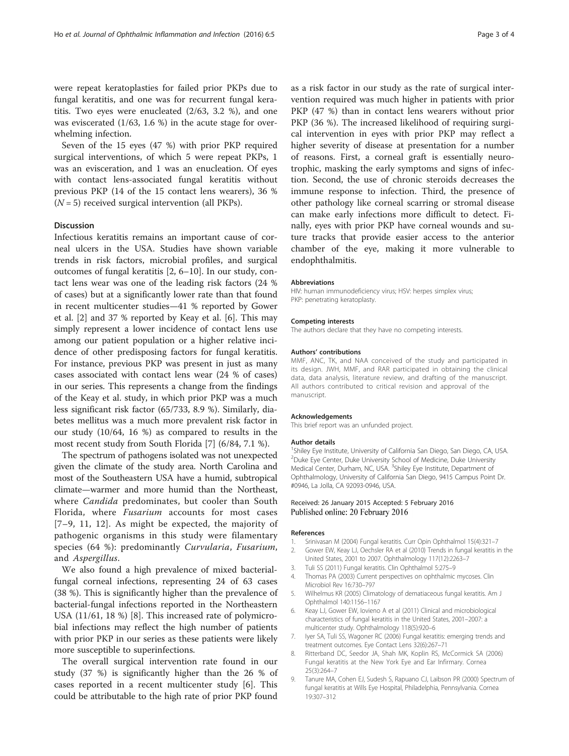were repeat keratoplasties for failed prior PKPs due to fungal keratitis, and one was for recurrent fungal keratitis. Two eyes were enucleated (2/63, 3.2 %), and one was eviscerated (1/63, 1.6 %) in the acute stage for overwhelming infection.

Seven of the 15 eyes (47 %) with prior PKP required surgical interventions, of which 5 were repeat PKPs, 1 was an evisceration, and 1 was an enucleation. Of eyes with contact lens-associated fungal keratitis without previous PKP (14 of the 15 contact lens wearers), 36 % ($N = 5$) received surgical intervention (all PKPs).

## Discussion

Infectious keratitis remains an important cause of corneal ulcers in the USA. Studies have shown variable trends in risk factors, microbial profiles, and surgical outcomes of fungal keratitis [2, 6–10]. In our study, contact lens wear was one of the leading risk factors (24 % of cases) but at a significantly lower rate than that found in recent multicenter studies—41 % reported by Gower et al. [2] and 37 % reported by Keay et al. [6]. This may simply represent a lower incidence of contact lens use among our patient population or a higher relative incidence of other predisposing factors for fungal keratitis. For instance, previous PKP was present in just as many cases associated with contact lens wear (24 % of cases) in our series. This represents a change from the findings of the Keay et al. study, in which prior PKP was a much less significant risk factor (65/733, 8.9 %). Similarly, diabetes mellitus was a much more prevalent risk factor in our study (10/64, 16 %) as compared to results in the most recent study from South Florida [7] (6/84, 7.1 %).

The spectrum of pathogens isolated was not unexpected given the climate of the study area. North Carolina and most of the Southeastern USA have a humid, subtropical climate—warmer and more humid than the Northeast, where *Candida* predominates, but cooler than South Florida, where *Fusarium* accounts for most cases [7–9, 11, 12]. As might be expected, the majority of pathogenic organisms in this study were filamentary species (64 %): predominantly *Curvularia*, *Fusarium*, and *Aspergillus*.

We also found a high prevalence of mixed bacterial-fungal corneal infections, representing 24 of 63 cases (38 %). This is significantly higher than the prevalence of bacterial-fungal infections reported in the Northeastern USA (11/61, 18 %) [8]. This increased rate of polymicrobial infections may reflect the high number of patients with prior PKP in our series as these patients were likely more susceptible to superinfections.

The overall surgical intervention rate found in our study (37 %) is significantly higher than the 26 % of cases reported in a recent multicenter study [6]. This could be attributable to the high rate of prior PKP found as a risk factor in our study as the rate of surgical intervention required was much higher in patients with prior PKP (47 %) than in contact lens wearers without prior PKP (36 %). The increased likelihood of requiring surgical intervention in eyes with prior PKP may reflect a higher severity of disease at presentation for a number of reasons. First, a corneal graft is essentially neurotrophic, masking the early symptoms and signs of infection. Second, the use of chronic steroids decreases the immune response to infection. Third, the presence of other pathology like corneal scarring or stromal disease can make early infections more difficult to detect. Finally, eyes with prior PKP have corneal wounds and suture tracks that provide easier access to the anterior chamber of the eye, making it more vulnerable to endophthalmitis.

#### Abbreviations

HIV: human immunodeficiency virus; HSV: herpes simplex virus; PKP: penetrating keratoplasty.

#### Competing interests

The authors declare that they have no competing interests.

#### Authors' contributions

MMF, ANC, TK, and NAA conceived of the study and participated in its design. JWH, MMF, and RAR participated in obtaining the clinical data, data analysis, literature review, and drafting of the manuscript. All authors contributed to critical revision and approval of the manuscript.

#### Acknowledgements

This brief report was an unfunded project.

#### Author details

[1]Shiley Eye Institute, University of California San Diego, San Diego, CA, USA. [2]Duke Eye Center, Duke University School of Medicine, Duke University Medical Center, Durham, NC, USA. [3]Shiley Eye Institute, Department of Ophthalmology, University of California San Diego, 9415 Campus Point Dr. #0946, La Jolla, CA 92093-0946, USA.

Received: 26 January 2015 Accepted: 5 February 2016
Published online: 20 February 2016

#### References

1. Srinivasan M (2004) Fungal keratitis. Curr Opin Ophthalmol 15(4):321–7
2. Gower EW, Keay LJ, Oechsler RA et al (2010) Trends in fungal keratitis in the United States, 2001 to 2007. Ophthalmology 117(12):2263–7
3. Tuli SS (2011) Fungal keratitis. Clin Ophthalmol 5:275–9
4. Thomas PA (2003) Current perspectives on ophthalmic mycoses. Clin Microbiol Rev 16:730–797
5. Wilhelmus KR (2005) Climatology of dematiaceous fungal keratitis. Am J Ophthalmol 140:1156–1167
6. Keay LJ, Gower EW, Iovieno A et al (2011) Clinical and microbiological characteristics of fungal keratitis in the United States, 2001–2007: a multicenter study. Ophthalmology 118(5):920–6
7. Iyer SA, Tuli SS, Wagoner RC (2006) Fungal keratitis: emerging trends and treatment outcomes. Eye Contact Lens 32(6):267–71
8. Ritterband DC, Seedor JA, Shah MK, Koplin RS, McCormick SA (2006) Fungal keratitis at the New York Eye and Ear Infirmary. Cornea 25(3):264–7
9. Tanure MA, Cohen EJ, Sudesh S, Rapuano CJ, Laibson PR (2000) Spectrum of fungal keratitis at Wills Eye Hospital, Philadelphia, Pennsylvania. Cornea 19:307–312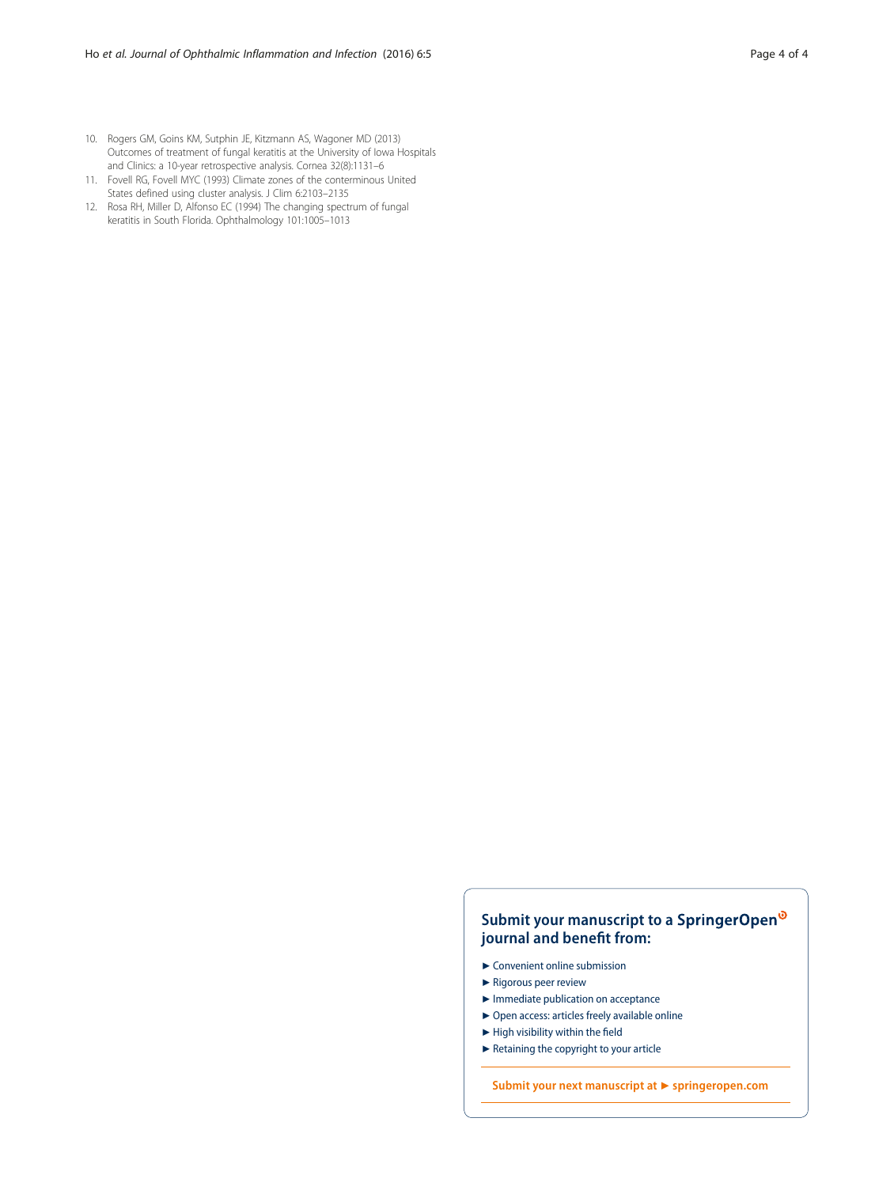10. Rogers GM, Goins KM, Sutphin JE, Kitzmann AS, Wagoner MD (2013) Outcomes of treatment of fungal keratitis at the University of Iowa Hospitals and Clinics: a 10-year retrospective analysis. Cornea 32(8):1131–6
11. Fovell RG, Fovell MYC (1993) Climate zones of the conterminous United States defined using cluster analysis. J Clim 6:2103–2135
12. Rosa RH, Miller D, Alfonso EC (1994) The changing spectrum of fungal keratitis in South Florida. Ophthalmology 101:1005–1013

**Submit your manuscript to a SpringerOpen journal and benefit from:**

- ► Convenient online submission
- ► Rigorous peer review
- ► Immediate publication on acceptance
- ► Open access: articles freely available online
- ► High visibility within the field
- ► Retaining the copyright to your article

**Submit your next manuscript at ► springeropen.com**